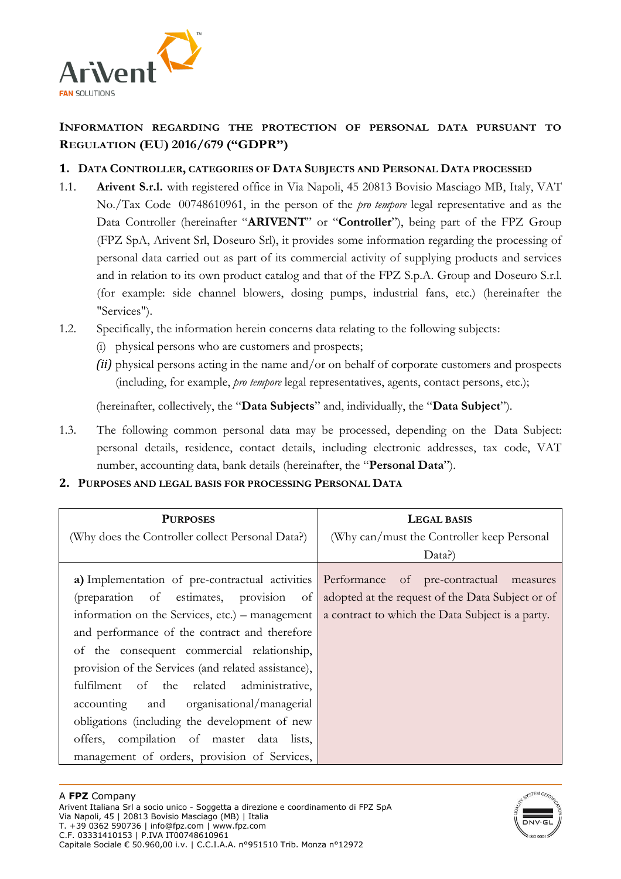## INFORMATION REGARDING THE PROTECTION OF PERSONAL DATA PURSUANT TO REGULATION (EU) 2016/679 ("GDPR")

### 1. DATA CONTROLLER, CATEGORIES OF DATA SUBJECTS AND PERSONAL DATA PROCESSED

1.1. **Arivent S.r.l.** with registered office in Via Napoli, 45 20813 Bovisio Masciago MB, Italy, VAT No./Tax Code 00748610961, in the person of the *pro tempore* legal representative and as the Data Controller (hereinafter "**ARIVENT**" or "**Controller**"), being part of the FPZ Group (FPZ SpA, Arivent Srl, Doseuro Srl), it provides some information regarding the processing of personal data carried out as part of its commercial activity of supplying products and services and in relation to its own product catalog and that of the FPZ S.p.A. Group and Doseuro S.r.l. (for example: side channel blowers, dosing pumps, industrial fans, etc.) (hereinafter the "Services").

1.2. Specifically, the information herein concerns data relating to the following subjects:

(i) physical persons who are customers and prospects;

*(ii)* physical persons acting in the name and/or on behalf of corporate customers and prospects (including, for example, *pro tempore* legal representatives, agents, contact persons, etc.);

(hereinafter, collectively, the "**Data Subjects**" and, individually, the "**Data Subject**").

1.3. The following common personal data may be processed, depending on the Data Subject: personal details, residence, contact details, including electronic addresses, tax code, VAT number, accounting data, bank details (hereinafter, the "**Personal Data**").

### 2. PURPOSES AND LEGAL BASIS FOR PROCESSING PERSONAL DATA

| **PURPOSES** (Why does the Controller collect Personal Data?) | **LEGAL BASIS** (Why can/must the Controller keep Personal Data?) |
|---|---|
| **a)** Implementation of pre-contractual activities (preparation of estimates, provision of information on the Services, etc.) – management and performance of the contract and therefore of the consequent commercial relationship, provision of the Services (and related assistance), fulfilment of the related administrative, accounting and organisational/managerial obligations (including the development of new offers, compilation of master data lists, management of orders, provision of Services, | Performance of pre-contractual measures adopted at the request of the Data Subject or of a contract to which the Data Subject is a party. |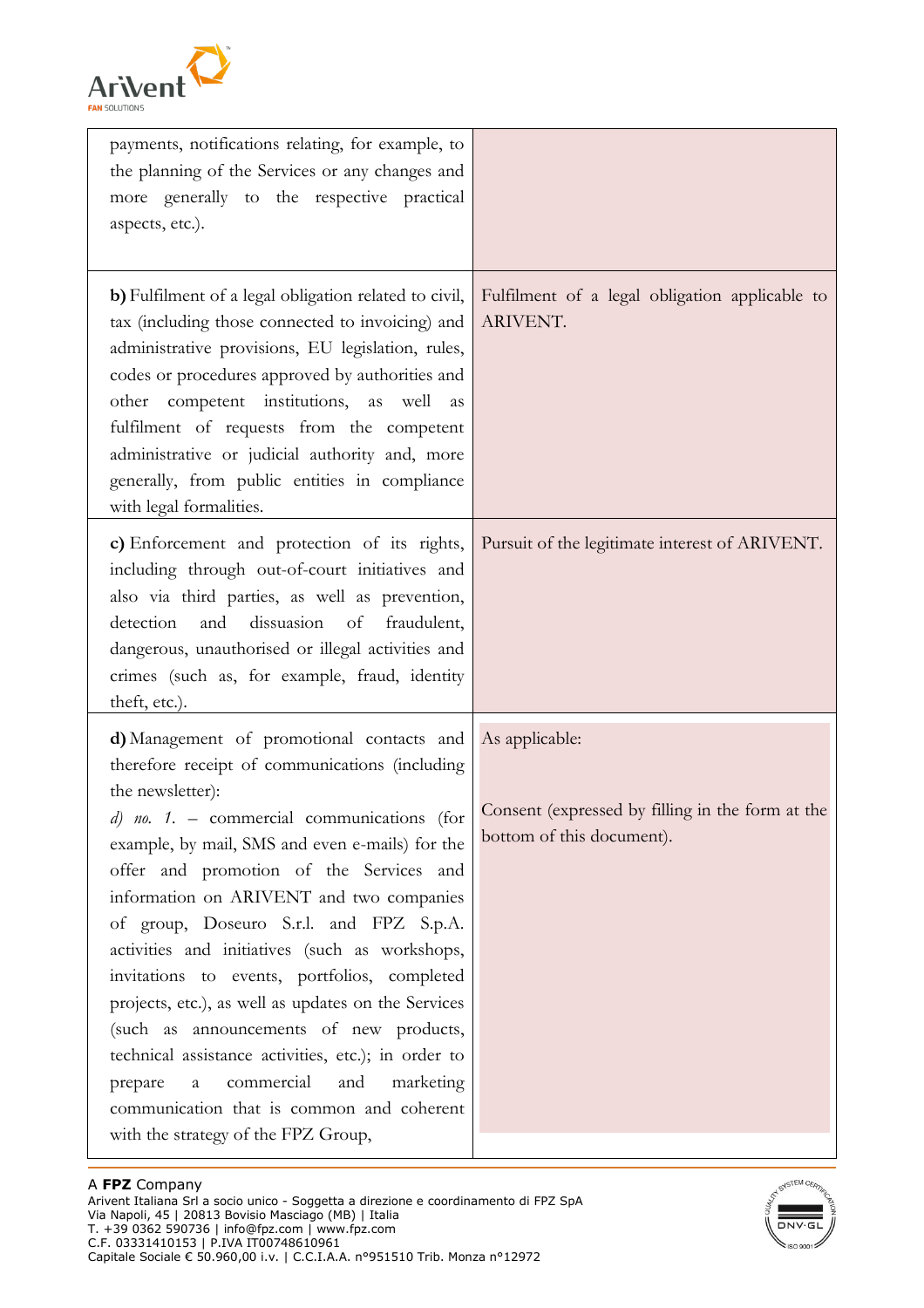| | |
|---|---|
| payments, notifications relating, for example, to the planning of the Services or any changes and more generally to the respective practical aspects, etc.). | |
| **b)** Fulfilment of a legal obligation related to civil, tax (including those connected to invoicing) and administrative provisions, EU legislation, rules, codes or procedures approved by authorities and other competent institutions, as well as fulfilment of requests from the competent administrative or judicial authority and, more generally, from public entities in compliance with legal formalities. | Fulfilment of a legal obligation applicable to ARIVENT. |
| **c)** Enforcement and protection of its rights, including through out-of-court initiatives and also via third parties, as well as prevention, detection and dissuasion of fraudulent, dangerous, unauthorised or illegal activities and crimes (such as, for example, fraud, identity theft, etc.). | Pursuit of the legitimate interest of ARIVENT. |
| **d)** Management of promotional contacts and therefore receipt of communications (including the newsletter): *d) no. 1.* – commercial communications (for example, by mail, SMS and even e-mails) for the offer and promotion of the Services and information on ARIVENT and two companies of group, Doseuro S.r.l. and FPZ S.p.A. activities and initiatives (such as workshops, invitations to events, portfolios, completed projects, etc.), as well as updates on the Services (such as announcements of new products, technical assistance activities, etc.); in order to prepare a commercial and marketing communication that is common and coherent with the strategy of the FPZ Group, | As applicable:<br><br>Consent (expressed by filling in the form at the bottom of this document). |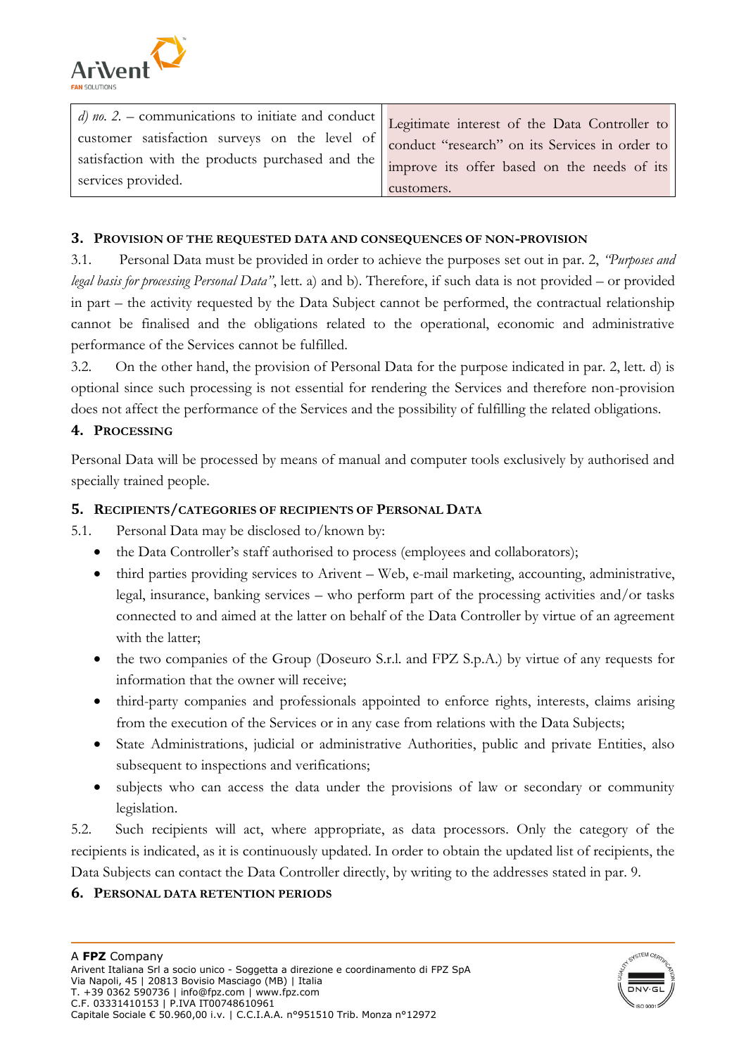| | |
|---|---|
| *d) no. 2.* – communications to initiate and conduct customer satisfaction surveys on the level of satisfaction with the products purchased and the services provided. | Legitimate interest of the Data Controller to conduct "research" on its Services in order to improve its offer based on the needs of its customers. |

## 3. Provision of the requested data and consequences of non-provision

3.1. Personal Data must be provided in order to achieve the purposes set out in par. 2, *"Purposes and legal basis for processing Personal Data"*, lett. a) and b). Therefore, if such data is not provided – or provided in part – the activity requested by the Data Subject cannot be performed, the contractual relationship cannot be finalised and the obligations related to the operational, economic and administrative performance of the Services cannot be fulfilled.

3.2. On the other hand, the provision of Personal Data for the purpose indicated in par. 2, lett. d) is optional since such processing is not essential for rendering the Services and therefore non-provision does not affect the performance of the Services and the possibility of fulfilling the related obligations.

## 4. Processing

Personal Data will be processed by means of manual and computer tools exclusively by authorised and specially trained people.

## 5. Recipients/categories of recipients of Personal Data

5.1. Personal Data may be disclosed to/known by:

- the Data Controller's staff authorised to process (employees and collaborators);
- third parties providing services to Arivent – Web, e-mail marketing, accounting, administrative, legal, insurance, banking services – who perform part of the processing activities and/or tasks connected to and aimed at the latter on behalf of the Data Controller by virtue of an agreement with the latter;
- the two companies of the Group (Doseuro S.r.l. and FPZ S.p.A.) by virtue of any requests for information that the owner will receive;
- third-party companies and professionals appointed to enforce rights, interests, claims arising from the execution of the Services or in any case from relations with the Data Subjects;
- State Administrations, judicial or administrative Authorities, public and private Entities, also subsequent to inspections and verifications;
- subjects who can access the data under the provisions of law or secondary or community legislation.

5.2. Such recipients will act, where appropriate, as data processors. Only the category of the recipients is indicated, as it is continuously updated. In order to obtain the updated list of recipients, the Data Subjects can contact the Data Controller directly, by writing to the addresses stated in par. 9.

## 6. Personal data retention periods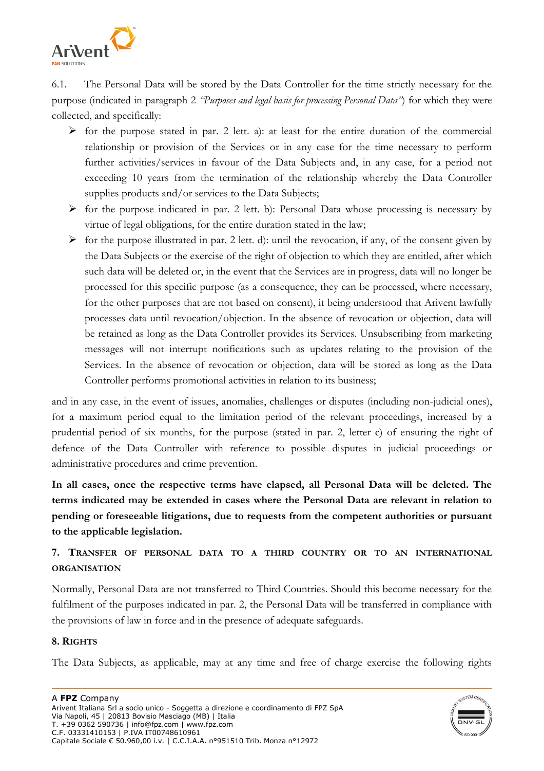6.1. The Personal Data will be stored by the Data Controller for the time strictly necessary for the purpose (indicated in paragraph 2 *"Purposes and legal basis for processing Personal Data"*) for which they were collected, and specifically:

- for the purpose stated in par. 2 lett. a): at least for the entire duration of the commercial relationship or provision of the Services or in any case for the time necessary to perform further activities/services in favour of the Data Subjects and, in any case, for a period not exceeding 10 years from the termination of the relationship whereby the Data Controller supplies products and/or services to the Data Subjects;
- for the purpose indicated in par. 2 lett. b): Personal Data whose processing is necessary by virtue of legal obligations, for the entire duration stated in the law;
- for the purpose illustrated in par. 2 lett. d): until the revocation, if any, of the consent given by the Data Subjects or the exercise of the right of objection to which they are entitled, after which such data will be deleted or, in the event that the Services are in progress, data will no longer be processed for this specific purpose (as a consequence, they can be processed, where necessary, for the other purposes that are not based on consent), it being understood that Arivent lawfully processes data until revocation/objection. In the absence of revocation or objection, data will be retained as long as the Data Controller provides its Services. Unsubscribing from marketing messages will not interrupt notifications such as updates relating to the provision of the Services. In the absence of revocation or objection, data will be stored as long as the Data Controller performs promotional activities in relation to its business;

and in any case, in the event of issues, anomalies, challenges or disputes (including non-judicial ones), for a maximum period equal to the limitation period of the relevant proceedings, increased by a prudential period of six months, for the purpose (stated in par. 2, letter c) of ensuring the right of defence of the Data Controller with reference to possible disputes in judicial proceedings or administrative procedures and crime prevention.

**In all cases, once the respective terms have elapsed, all Personal Data will be deleted. The terms indicated may be extended in cases where the Personal Data are relevant in relation to pending or foreseeable litigations, due to requests from the competent authorities or pursuant to the applicable legislation.**

## 7. Transfer of personal data to a third country or to an international organisation

Normally, Personal Data are not transferred to Third Countries. Should this become necessary for the fulfilment of the purposes indicated in par. 2, the Personal Data will be transferred in compliance with the provisions of law in force and in the presence of adequate safeguards.

## 8. Rights

The Data Subjects, as applicable, may at any time and free of charge exercise the following rights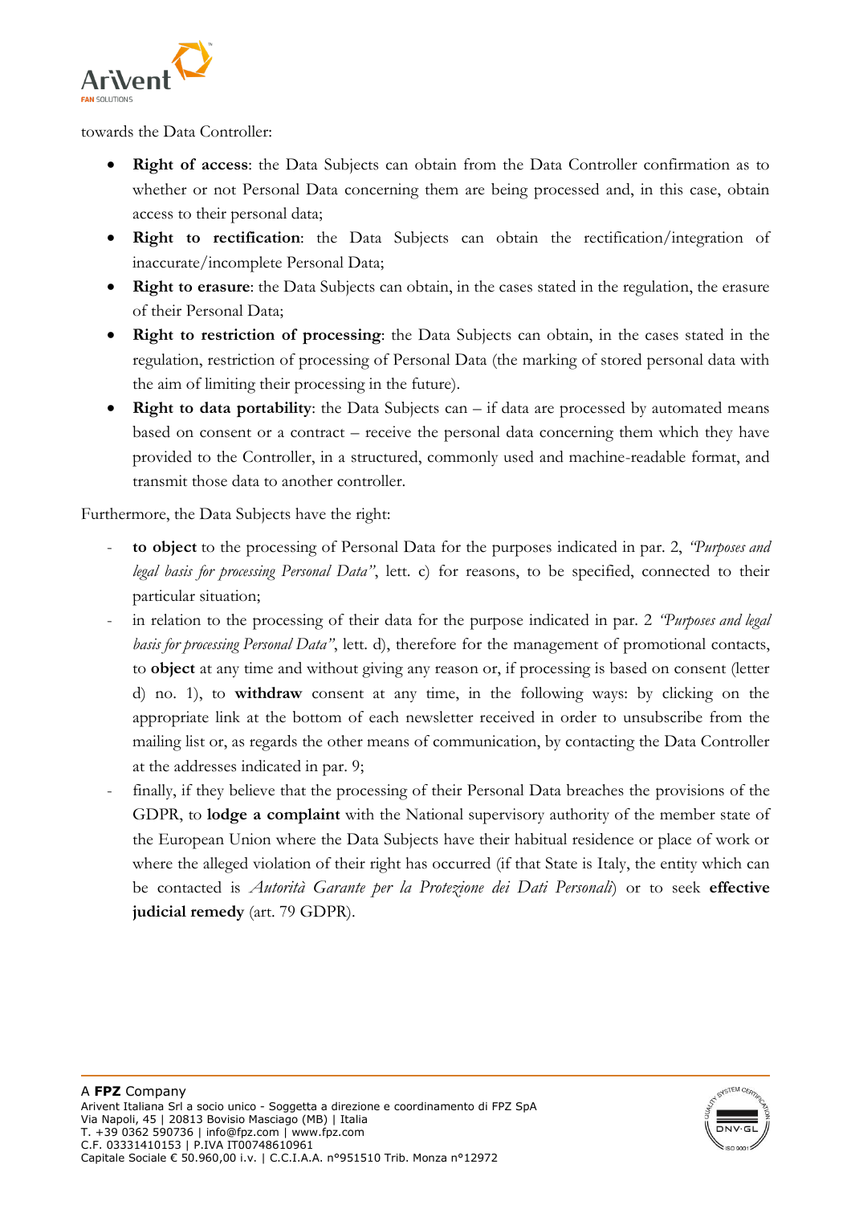towards the Data Controller:

- **Right of access**: the Data Subjects can obtain from the Data Controller confirmation as to whether or not Personal Data concerning them are being processed and, in this case, obtain access to their personal data;
- **Right to rectification**: the Data Subjects can obtain the rectification/integration of inaccurate/incomplete Personal Data;
- **Right to erasure**: the Data Subjects can obtain, in the cases stated in the regulation, the erasure of their Personal Data;
- **Right to restriction of processing**: the Data Subjects can obtain, in the cases stated in the regulation, restriction of processing of Personal Data (the marking of stored personal data with the aim of limiting their processing in the future).
- **Right to data portability**: the Data Subjects can – if data are processed by automated means based on consent or a contract – receive the personal data concerning them which they have provided to the Controller, in a structured, commonly used and machine-readable format, and transmit those data to another controller.

Furthermore, the Data Subjects have the right:

- **to object** to the processing of Personal Data for the purposes indicated in par. 2, *"Purposes and legal basis for processing Personal Data"*, lett. c) for reasons, to be specified, connected to their particular situation;
- in relation to the processing of their data for the purpose indicated in par. 2 *"Purposes and legal basis for processing Personal Data"*, lett. d), therefore for the management of promotional contacts, to **object** at any time and without giving any reason or, if processing is based on consent (letter d) no. 1), to **withdraw** consent at any time, in the following ways: by clicking on the appropriate link at the bottom of each newsletter received in order to unsubscribe from the mailing list or, as regards the other means of communication, by contacting the Data Controller at the addresses indicated in par. 9;
- finally, if they believe that the processing of their Personal Data breaches the provisions of the GDPR, to **lodge a complaint** with the National supervisory authority of the member state of the European Union where the Data Subjects have their habitual residence or place of work or where the alleged violation of their right has occurred (if that State is Italy, the entity which can be contacted is *Autorità Garante per la Protezione dei Dati Personali*) or to seek **effective judicial remedy** (art. 79 GDPR).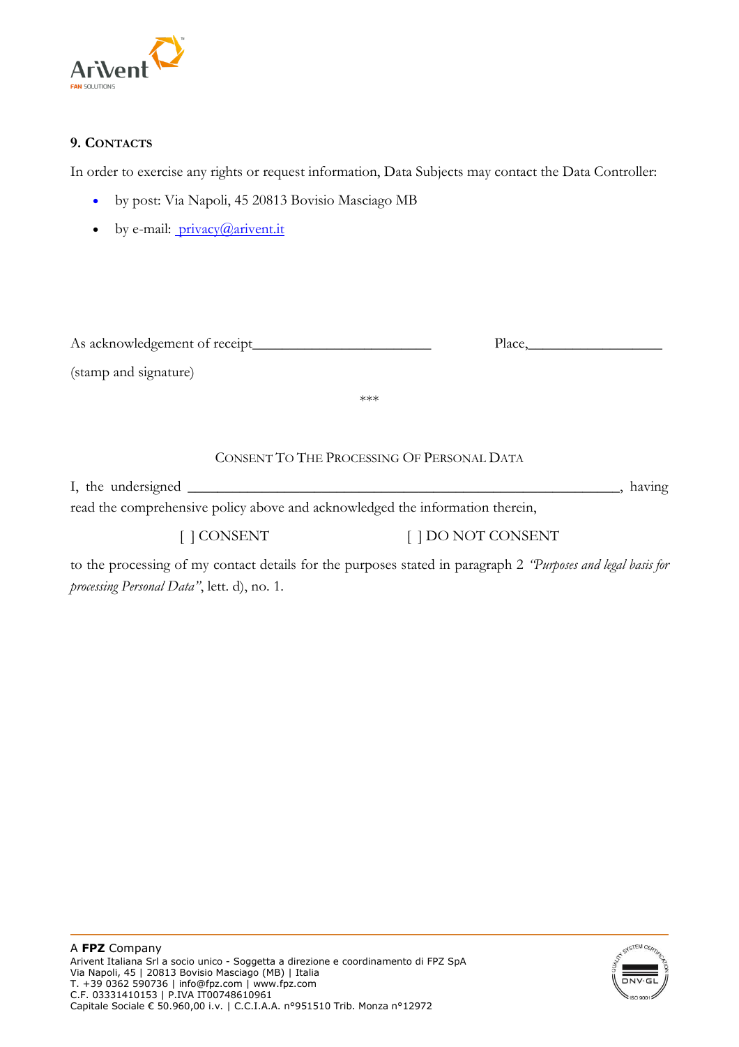## 9. Contacts

In order to exercise any rights or request information, Data Subjects may contact the Data Controller:

- by post: Via Napoli, 45 20813 Bovisio Masciago MB
- by e-mail: privacy@arivent.it

As acknowledgement of receipt________________________ Place,__________________

(stamp and signature)

\*\*\*

CONSENT TO THE PROCESSING OF PERSONAL DATA

I, the undersigned ___________________________________________________________, having read the comprehensive policy above and acknowledged the information therein,

[ ] CONSENT [ ] DO NOT CONSENT

to the processing of my contact details for the purposes stated in paragraph 2 *"Purposes and legal basis for processing Personal Data"*, lett. d), no. 1.